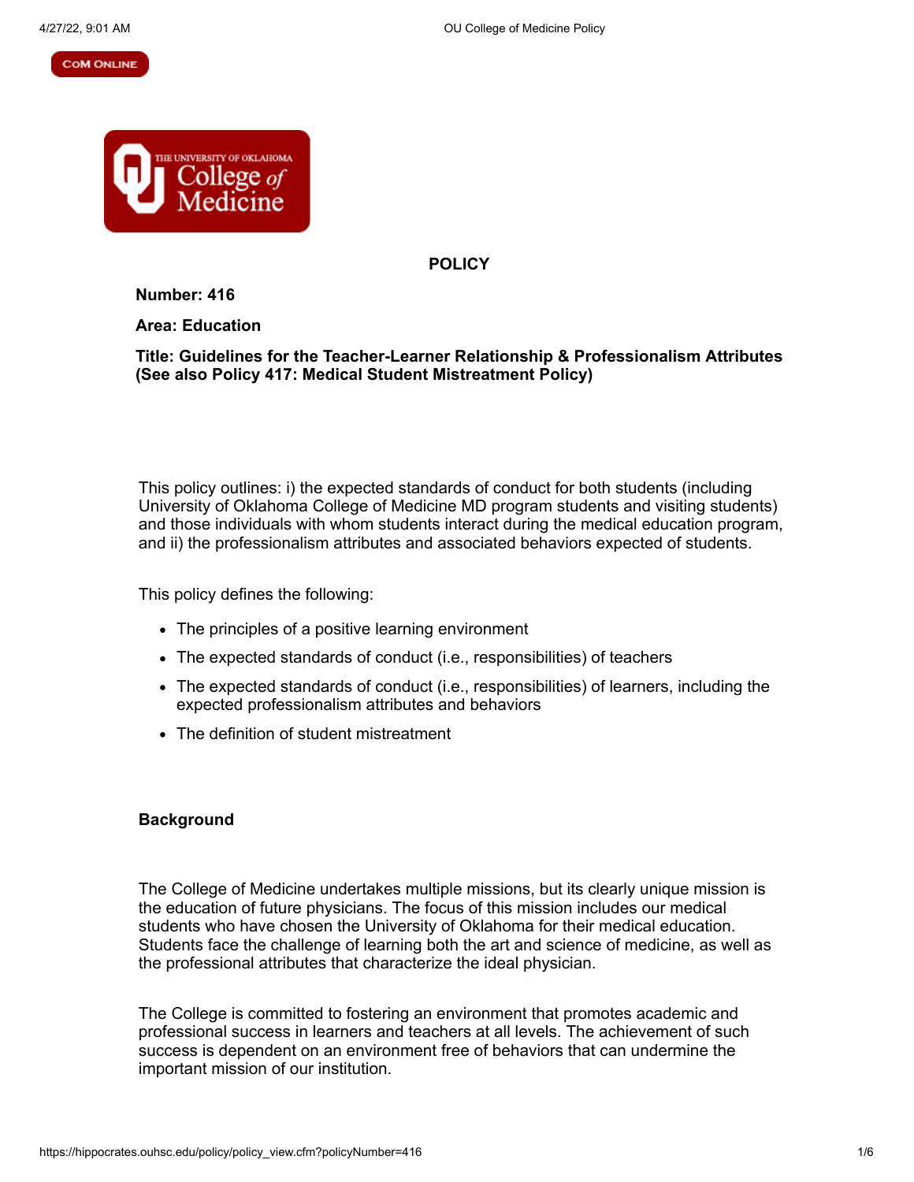# POLICY

**Number: 416**

**Area: Education**

**Title: Guidelines for the Teacher-Learner Relationship & Professionalism Attributes (See also Policy 417: Medical Student Mistreatment Policy)**

This policy outlines: i) the expected standards of conduct for both students (including University of Oklahoma College of Medicine MD program students and visiting students) and those individuals with whom students interact during the medical education program, and ii) the professionalism attributes and associated behaviors expected of students.

This policy defines the following:

- The principles of a positive learning environment
- The expected standards of conduct (i.e., responsibilities) of teachers
- The expected standards of conduct (i.e., responsibilities) of learners, including the expected professionalism attributes and behaviors
- The definition of student mistreatment

## Background

The College of Medicine undertakes multiple missions, but its clearly unique mission is the education of future physicians. The focus of this mission includes our medical students who have chosen the University of Oklahoma for their medical education. Students face the challenge of learning both the art and science of medicine, as well as the professional attributes that characterize the ideal physician.

The College is committed to fostering an environment that promotes academic and professional success in learners and teachers at all levels. The achievement of such success is dependent on an environment free of behaviors that can undermine the important mission of our institution.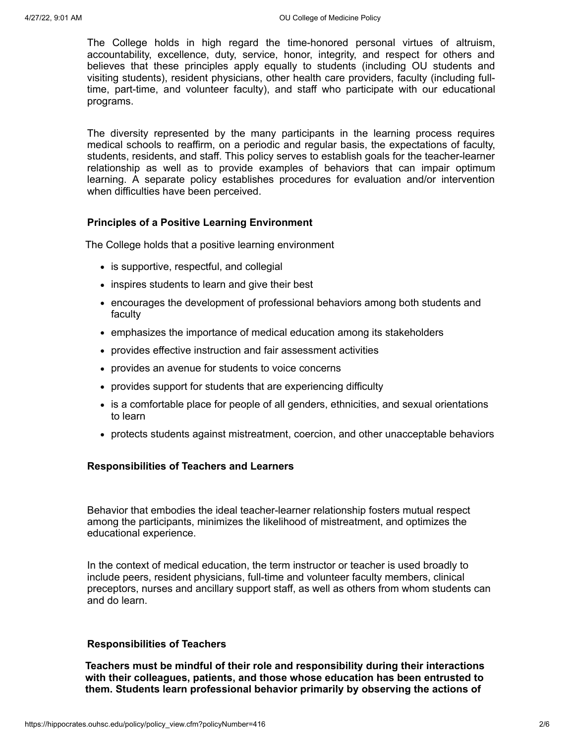The College holds in high regard the time-honored personal virtues of altruism, accountability, excellence, duty, service, honor, integrity, and respect for others and believes that these principles apply equally to students (including OU students and visiting students), resident physicians, other health care providers, faculty (including full-time, part-time, and volunteer faculty), and staff who participate with our educational programs.

The diversity represented by the many participants in the learning process requires medical schools to reaffirm, on a periodic and regular basis, the expectations of faculty, students, residents, and staff. This policy serves to establish goals for the teacher-learner relationship as well as to provide examples of behaviors that can impair optimum learning. A separate policy establishes procedures for evaluation and/or intervention when difficulties have been perceived.

### Principles of a Positive Learning Environment

The College holds that a positive learning environment

- is supportive, respectful, and collegial
- inspires students to learn and give their best
- encourages the development of professional behaviors among both students and faculty
- emphasizes the importance of medical education among its stakeholders
- provides effective instruction and fair assessment activities
- provides an avenue for students to voice concerns
- provides support for students that are experiencing difficulty
- is a comfortable place for people of all genders, ethnicities, and sexual orientations to learn
- protects students against mistreatment, coercion, and other unacceptable behaviors

### Responsibilities of Teachers and Learners

Behavior that embodies the ideal teacher-learner relationship fosters mutual respect among the participants, minimizes the likelihood of mistreatment, and optimizes the educational experience.

In the context of medical education, the term instructor or teacher is used broadly to include peers, resident physicians, full-time and volunteer faculty members, clinical preceptors, nurses and ancillary support staff, as well as others from whom students can and do learn.

### Responsibilities of Teachers

**Teachers must be mindful of their role and responsibility during their interactions with their colleagues, patients, and those whose education has been entrusted to them. Students learn professional behavior primarily by observing the actions of**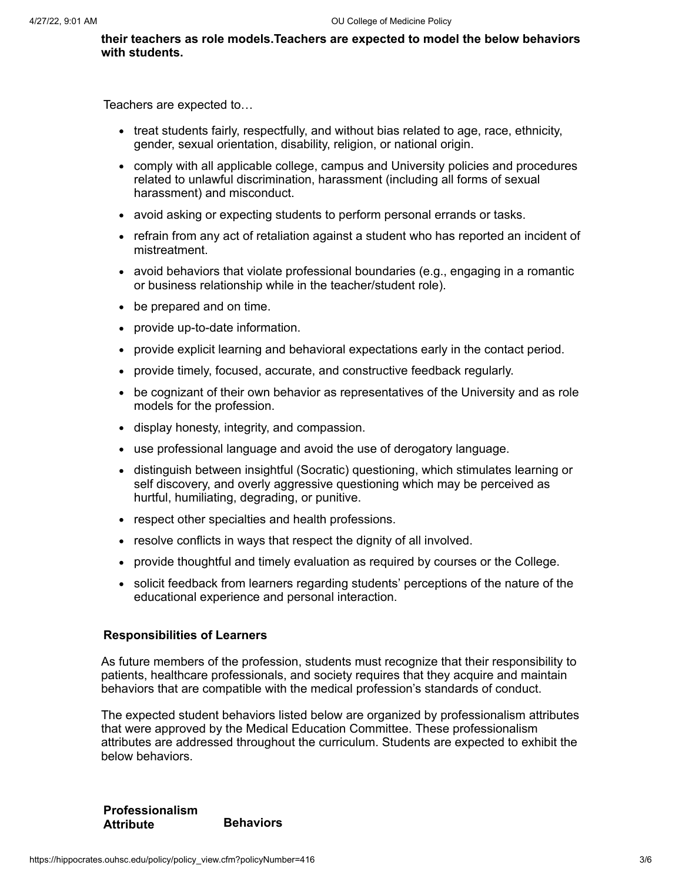**their teachers as role models.Teachers are expected to model the below behaviors with students.**

Teachers are expected to…

- treat students fairly, respectfully, and without bias related to age, race, ethnicity, gender, sexual orientation, disability, religion, or national origin.
- comply with all applicable college, campus and University policies and procedures related to unlawful discrimination, harassment (including all forms of sexual harassment) and misconduct.
- avoid asking or expecting students to perform personal errands or tasks.
- refrain from any act of retaliation against a student who has reported an incident of mistreatment.
- avoid behaviors that violate professional boundaries (e.g., engaging in a romantic or business relationship while in the teacher/student role).
- be prepared and on time.
- provide up-to-date information.
- provide explicit learning and behavioral expectations early in the contact period.
- provide timely, focused, accurate, and constructive feedback regularly.
- be cognizant of their own behavior as representatives of the University and as role models for the profession.
- display honesty, integrity, and compassion.
- use professional language and avoid the use of derogatory language.
- distinguish between insightful (Socratic) questioning, which stimulates learning or self discovery, and overly aggressive questioning which may be perceived as hurtful, humiliating, degrading, or punitive.
- respect other specialties and health professions.
- resolve conflicts in ways that respect the dignity of all involved.
- provide thoughtful and timely evaluation as required by courses or the College.
- solicit feedback from learners regarding students' perceptions of the nature of the educational experience and personal interaction.

**Responsibilities of Learners**

As future members of the profession, students must recognize that their responsibility to patients, healthcare professionals, and society requires that they acquire and maintain behaviors that are compatible with the medical profession's standards of conduct.

The expected student behaviors listed below are organized by professionalism attributes that were approved by the Medical Education Committee. These professionalism attributes are addressed throughout the curriculum. Students are expected to exhibit the below behaviors.

| Professionalism Attribute | Behaviors |
|---|---|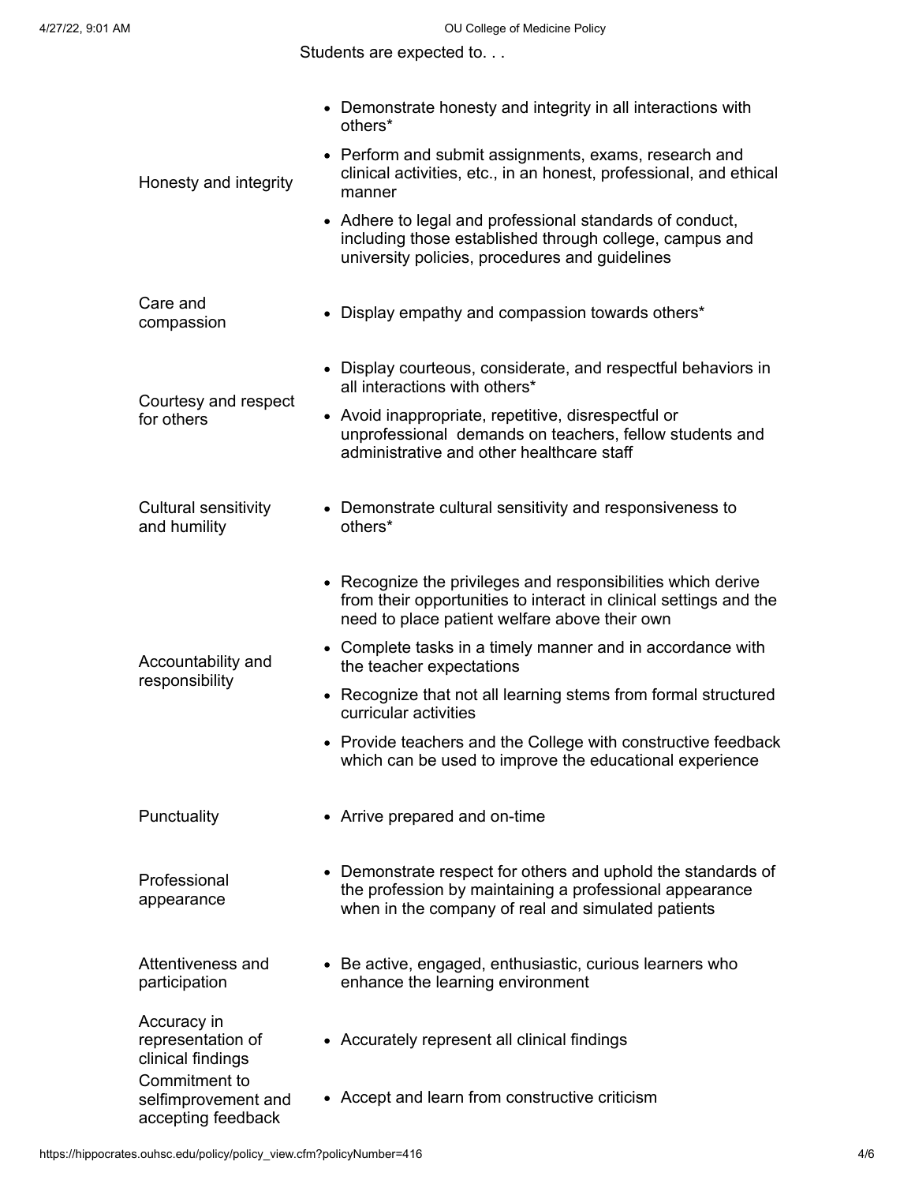| | Students are expected to. . . |
|---|---|
| Honesty and integrity | • Demonstrate honesty and integrity in all interactions with others*<br>• Perform and submit assignments, exams, research and clinical activities, etc., in an honest, professional, and ethical manner<br>• Adhere to legal and professional standards of conduct, including those established through college, campus and university policies, procedures and guidelines |
| Care and compassion | • Display empathy and compassion towards others* |
| Courtesy and respect for others | • Display courteous, considerate, and respectful behaviors in all interactions with others*<br>• Avoid inappropriate, repetitive, disrespectful or unprofessional demands on teachers, fellow students and administrative and other healthcare staff |
| Cultural sensitivity and humility | • Demonstrate cultural sensitivity and responsiveness to others* |
| Accountability and responsibility | • Recognize the privileges and responsibilities which derive from their opportunities to interact in clinical settings and the need to place patient welfare above their own<br>• Complete tasks in a timely manner and in accordance with the teacher expectations<br>• Recognize that not all learning stems from formal structured curricular activities<br>• Provide teachers and the College with constructive feedback which can be used to improve the educational experience |
| Punctuality | • Arrive prepared and on-time |
| Professional appearance | • Demonstrate respect for others and uphold the standards of the profession by maintaining a professional appearance when in the company of real and simulated patients |
| Attentiveness and participation | • Be active, engaged, enthusiastic, curious learners who enhance the learning environment |
| Accuracy in representation of clinical findings | • Accurately represent all clinical findings |
| Commitment to selfimprovement and accepting feedback | • Accept and learn from constructive criticism |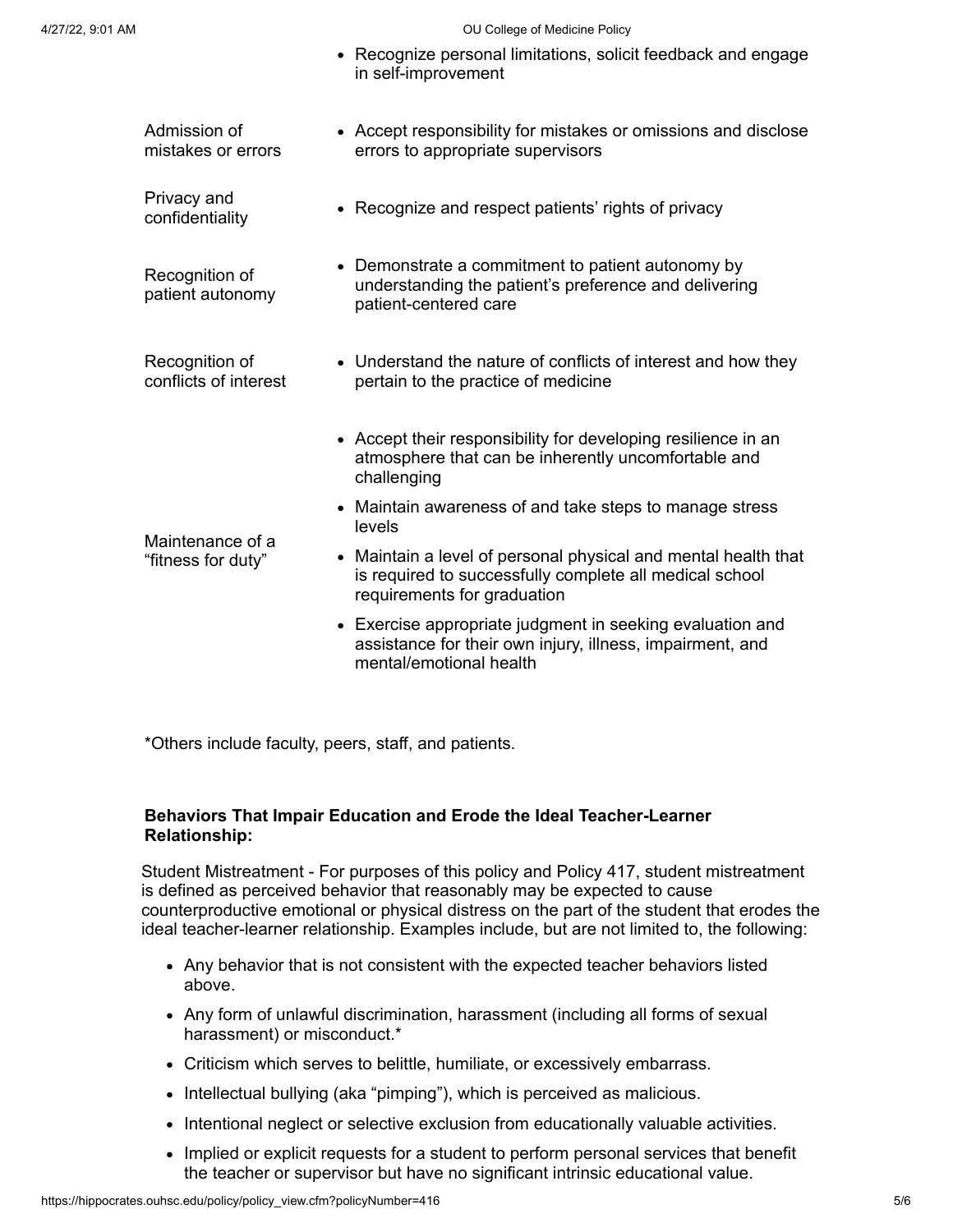| | |
| --- | --- |
| | • Recognize personal limitations, solicit feedback and engage in self-improvement |
| Admission of mistakes or errors | • Accept responsibility for mistakes or omissions and disclose errors to appropriate supervisors |
| Privacy and confidentiality | • Recognize and respect patients' rights of privacy |
| Recognition of patient autonomy | • Demonstrate a commitment to patient autonomy by understanding the patient's preference and delivering patient-centered care |
| Recognition of conflicts of interest | • Understand the nature of conflicts of interest and how they pertain to the practice of medicine |
| Maintenance of a "fitness for duty" | • Accept their responsibility for developing resilience in an atmosphere that can be inherently uncomfortable and challenging<br>• Maintain awareness of and take steps to manage stress levels<br>• Maintain a level of personal physical and mental health that is required to successfully complete all medical school requirements for graduation<br>• Exercise appropriate judgment in seeking evaluation and assistance for their own injury, illness, impairment, and mental/emotional health |

*Others include faculty, peers, staff, and patients.

**Behaviors That Impair Education and Erode the Ideal Teacher-Learner Relationship:**

Student Mistreatment - For purposes of this policy and Policy 417, student mistreatment is defined as perceived behavior that reasonably may be expected to cause counterproductive emotional or physical distress on the part of the student that erodes the ideal teacher-learner relationship. Examples include, but are not limited to, the following:

- Any behavior that is not consistent with the expected teacher behaviors listed above.
- Any form of unlawful discrimination, harassment (including all forms of sexual harassment) or misconduct.*
- Criticism which serves to belittle, humiliate, or excessively embarrass.
- Intellectual bullying (aka "pimping"), which is perceived as malicious.
- Intentional neglect or selective exclusion from educationally valuable activities.
- Implied or explicit requests for a student to perform personal services that benefit the teacher or supervisor but have no significant intrinsic educational value.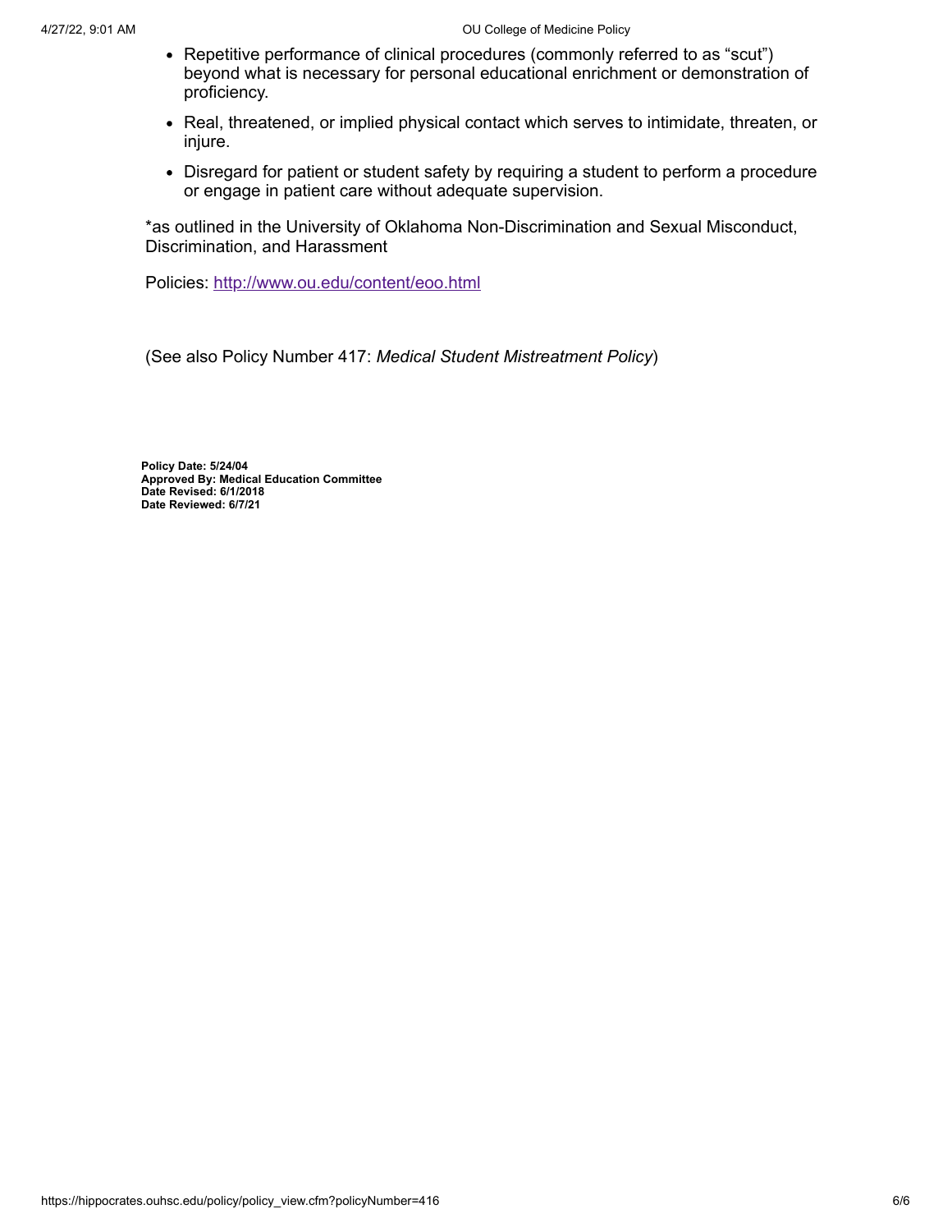- Repetitive performance of clinical procedures (commonly referred to as "scut") beyond what is necessary for personal educational enrichment or demonstration of proficiency.
- Real, threatened, or implied physical contact which serves to intimidate, threaten, or injure.
- Disregard for patient or student safety by requiring a student to perform a procedure or engage in patient care without adequate supervision.

*as outlined in the University of Oklahoma Non-Discrimination and Sexual Misconduct, Discrimination, and Harassment

Policies: [http://www.ou.edu/content/eoo.html](http://www.ou.edu/content/eoo.html)

(See also Policy Number 417: *Medical Student Mistreatment Policy*)

**Policy Date: 5/24/04**
**Approved By: Medical Education Committee**
**Date Revised: 6/1/2018**
**Date Reviewed: 6/7/21**